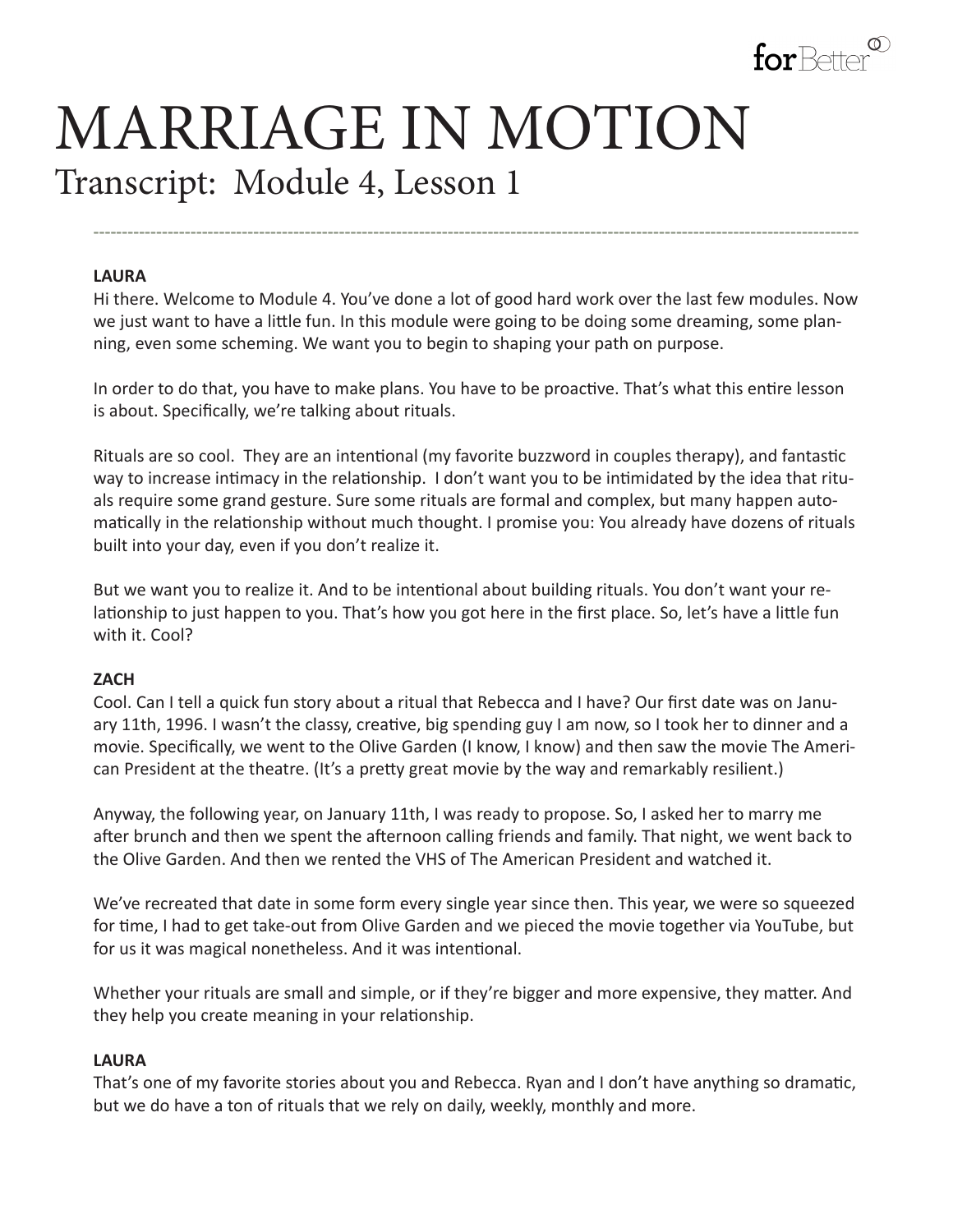# MARRIAGE IN MOTION

## Transcript: Module 4, Lesson 1

---

**LAURA**

Hi there. Welcome to Module 4. You've done a lot of good hard work over the last few modules. Now we just want to have a little fun. In this module were going to be doing some dreaming, some planning, even some scheming. We want you to begin to shaping your path on purpose.

In order to do that, you have to make plans. You have to be proactive. That's what this entire lesson is about. Specifically, we're talking about rituals.

Rituals are so cool. They are an intentional (my favorite buzzword in couples therapy), and fantastic way to increase intimacy in the relationship. I don't want you to be intimidated by the idea that rituals require some grand gesture. Sure some rituals are formal and complex, but many happen automatically in the relationship without much thought. I promise you: You already have dozens of rituals built into your day, even if you don't realize it.

But we want you to realize it. And to be intentional about building rituals. You don't want your relationship to just happen to you. That's how you got here in the first place. So, let's have a little fun with it. Cool?

**ZACH**

Cool. Can I tell a quick fun story about a ritual that Rebecca and I have? Our first date was on January 11th, 1996. I wasn't the classy, creative, big spending guy I am now, so I took her to dinner and a movie. Specifically, we went to the Olive Garden (I know, I know) and then saw the movie The American President at the theatre. (It's a pretty great movie by the way and remarkably resilient.)

Anyway, the following year, on January 11th, I was ready to propose. So, I asked her to marry me after brunch and then we spent the afternoon calling friends and family. That night, we went back to the Olive Garden. And then we rented the VHS of The American President and watched it.

We've recreated that date in some form every single year since then. This year, we were so squeezed for time, I had to get take-out from Olive Garden and we pieced the movie together via YouTube, but for us it was magical nonetheless. And it was intentional.

Whether your rituals are small and simple, or if they're bigger and more expensive, they matter. And they help you create meaning in your relationship.

**LAURA**

That's one of my favorite stories about you and Rebecca. Ryan and I don't have anything so dramatic, but we do have a ton of rituals that we rely on daily, weekly, monthly and more.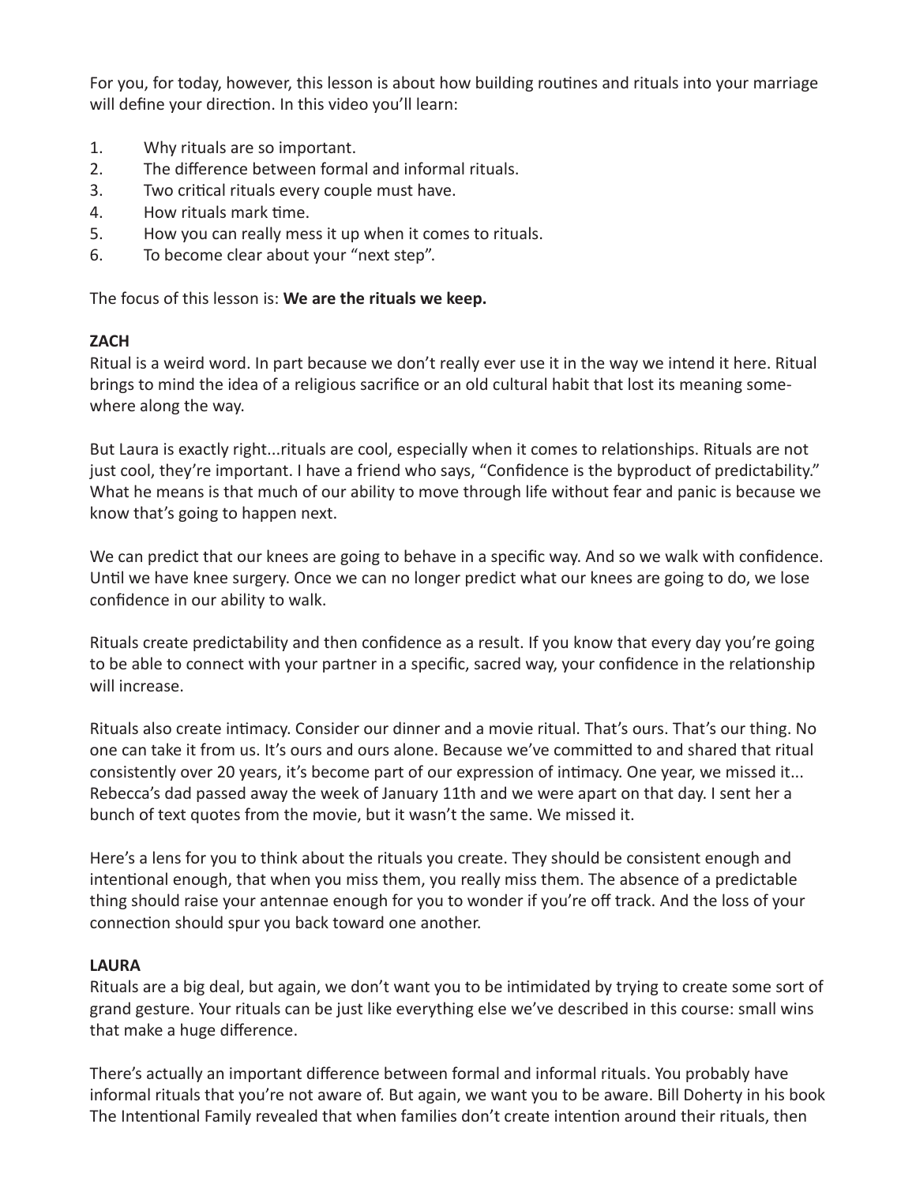For you, for today, however, this lesson is about how building routines and rituals into your marriage will define your direction. In this video you'll learn:

1. Why rituals are so important.
2. The difference between formal and informal rituals.
3. Two critical rituals every couple must have.
4. How rituals mark time.
5. How you can really mess it up when it comes to rituals.
6. To become clear about your "next step".

The focus of this lesson is: **We are the rituals we keep.**

**ZACH**

Ritual is a weird word. In part because we don't really ever use it in the way we intend it here. Ritual brings to mind the idea of a religious sacrifice or an old cultural habit that lost its meaning somewhere along the way.

But Laura is exactly right...rituals are cool, especially when it comes to relationships. Rituals are not just cool, they're important. I have a friend who says, "Confidence is the byproduct of predictability." What he means is that much of our ability to move through life without fear and panic is because we know that's going to happen next.

We can predict that our knees are going to behave in a specific way. And so we walk with confidence. Until we have knee surgery. Once we can no longer predict what our knees are going to do, we lose confidence in our ability to walk.

Rituals create predictability and then confidence as a result. If you know that every day you're going to be able to connect with your partner in a specific, sacred way, your confidence in the relationship will increase.

Rituals also create intimacy. Consider our dinner and a movie ritual. That's ours. That's our thing. No one can take it from us. It's ours and ours alone. Because we've committed to and shared that ritual consistently over 20 years, it's become part of our expression of intimacy. One year, we missed it... Rebecca's dad passed away the week of January 11th and we were apart on that day. I sent her a bunch of text quotes from the movie, but it wasn't the same. We missed it.

Here's a lens for you to think about the rituals you create. They should be consistent enough and intentional enough, that when you miss them, you really miss them. The absence of a predictable thing should raise your antennae enough for you to wonder if you're off track. And the loss of your connection should spur you back toward one another.

**LAURA**

Rituals are a big deal, but again, we don't want you to be intimidated by trying to create some sort of grand gesture. Your rituals can be just like everything else we've described in this course: small wins that make a huge difference.

There's actually an important difference between formal and informal rituals. You probably have informal rituals that you're not aware of. But again, we want you to be aware. Bill Doherty in his book The Intentional Family revealed that when families don't create intention around their rituals, then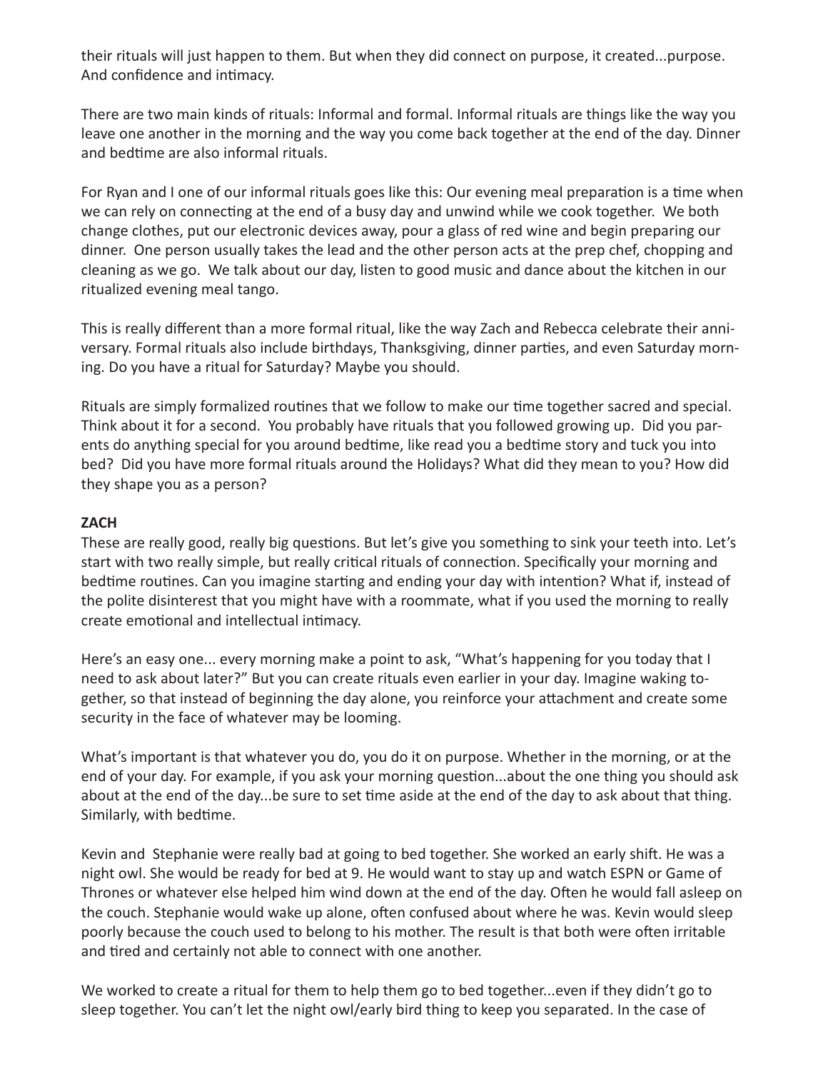their rituals will just happen to them. But when they did connect on purpose, it created...purpose. And confidence and intimacy.

There are two main kinds of rituals: Informal and formal. Informal rituals are things like the way you leave one another in the morning and the way you come back together at the end of the day. Dinner and bedtime are also informal rituals.

For Ryan and I one of our informal rituals goes like this: Our evening meal preparation is a time when we can rely on connecting at the end of a busy day and unwind while we cook together. We both change clothes, put our electronic devices away, pour a glass of red wine and begin preparing our dinner. One person usually takes the lead and the other person acts at the prep chef, chopping and cleaning as we go. We talk about our day, listen to good music and dance about the kitchen in our ritualized evening meal tango.

This is really different than a more formal ritual, like the way Zach and Rebecca celebrate their anniversary. Formal rituals also include birthdays, Thanksgiving, dinner parties, and even Saturday morning. Do you have a ritual for Saturday? Maybe you should.

Rituals are simply formalized routines that we follow to make our time together sacred and special. Think about it for a second. You probably have rituals that you followed growing up. Did you parents do anything special for you around bedtime, like read you a bedtime story and tuck you into bed? Did you have more formal rituals around the Holidays? What did they mean to you? How did they shape you as a person?

**ZACH**

These are really good, really big questions. But let's give you something to sink your teeth into. Let's start with two really simple, but really critical rituals of connection. Specifically your morning and bedtime routines. Can you imagine starting and ending your day with intention? What if, instead of the polite disinterest that you might have with a roommate, what if you used the morning to really create emotional and intellectual intimacy.

Here's an easy one... every morning make a point to ask, "What's happening for you today that I need to ask about later?" But you can create rituals even earlier in your day. Imagine waking together, so that instead of beginning the day alone, you reinforce your attachment and create some security in the face of whatever may be looming.

What's important is that whatever you do, you do it on purpose. Whether in the morning, or at the end of your day. For example, if you ask your morning question...about the one thing you should ask about at the end of the day...be sure to set time aside at the end of the day to ask about that thing. Similarly, with bedtime.

Kevin and Stephanie were really bad at going to bed together. She worked an early shift. He was a night owl. She would be ready for bed at 9. He would want to stay up and watch ESPN or Game of Thrones or whatever else helped him wind down at the end of the day. Often he would fall asleep on the couch. Stephanie would wake up alone, often confused about where he was. Kevin would sleep poorly because the couch used to belong to his mother. The result is that both were often irritable and tired and certainly not able to connect with one another.

We worked to create a ritual for them to help them go to bed together...even if they didn't go to sleep together. You can't let the night owl/early bird thing to keep you separated. In the case of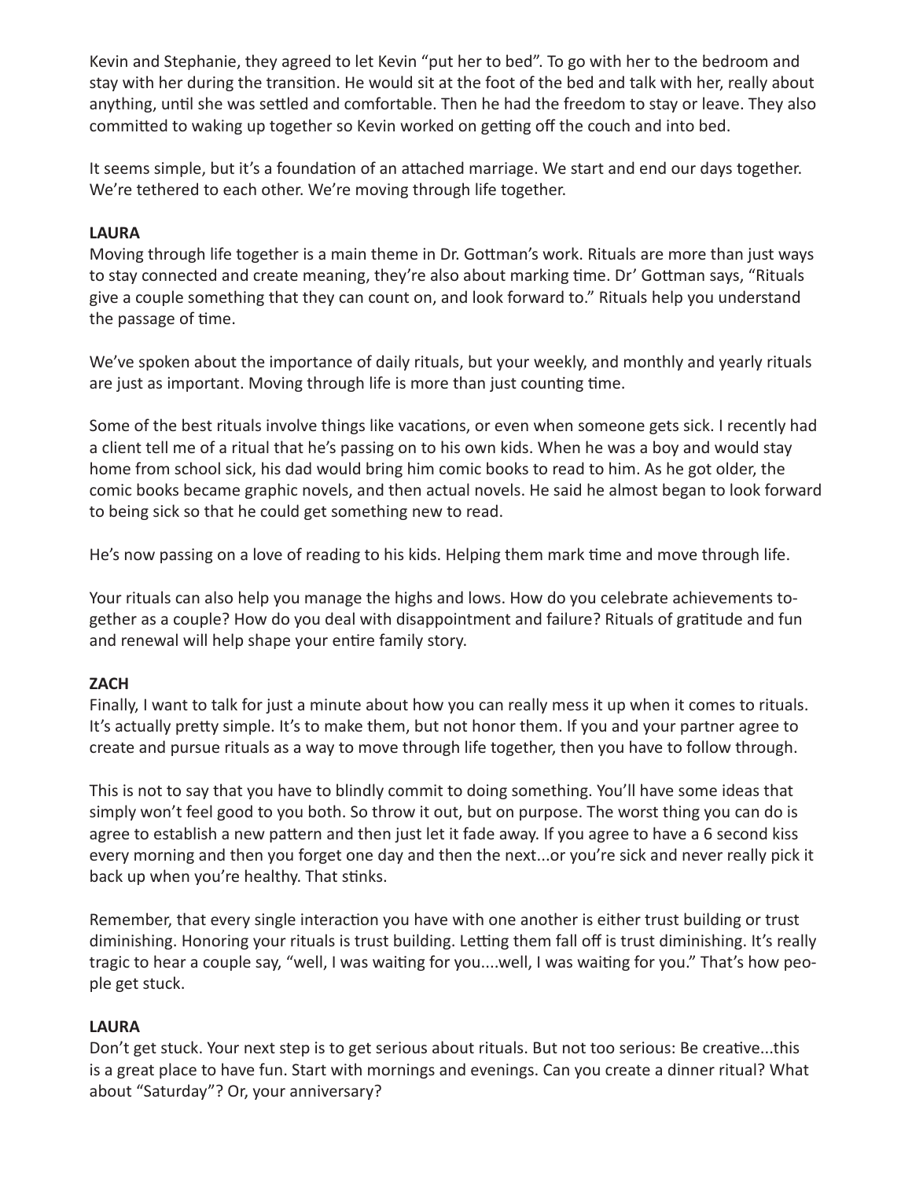Kevin and Stephanie, they agreed to let Kevin "put her to bed". To go with her to the bedroom and stay with her during the transition. He would sit at the foot of the bed and talk with her, really about anything, until she was settled and comfortable. Then he had the freedom to stay or leave. They also committed to waking up together so Kevin worked on getting off the couch and into bed.

It seems simple, but it's a foundation of an attached marriage. We start and end our days together. We're tethered to each other. We're moving through life together.

**LAURA**

Moving through life together is a main theme in Dr. Gottman's work. Rituals are more than just ways to stay connected and create meaning, they're also about marking time. Dr' Gottman says, "Rituals give a couple something that they can count on, and look forward to." Rituals help you understand the passage of time.

We've spoken about the importance of daily rituals, but your weekly, and monthly and yearly rituals are just as important. Moving through life is more than just counting time.

Some of the best rituals involve things like vacations, or even when someone gets sick. I recently had a client tell me of a ritual that he's passing on to his own kids. When he was a boy and would stay home from school sick, his dad would bring him comic books to read to him. As he got older, the comic books became graphic novels, and then actual novels. He said he almost began to look forward to being sick so that he could get something new to read.

He's now passing on a love of reading to his kids. Helping them mark time and move through life.

Your rituals can also help you manage the highs and lows. How do you celebrate achievements together as a couple? How do you deal with disappointment and failure? Rituals of gratitude and fun and renewal will help shape your entire family story.

**ZACH**

Finally, I want to talk for just a minute about how you can really mess it up when it comes to rituals. It's actually pretty simple. It's to make them, but not honor them. If you and your partner agree to create and pursue rituals as a way to move through life together, then you have to follow through.

This is not to say that you have to blindly commit to doing something. You'll have some ideas that simply won't feel good to you both. So throw it out, but on purpose. The worst thing you can do is agree to establish a new pattern and then just let it fade away. If you agree to have a 6 second kiss every morning and then you forget one day and then the next...or you're sick and never really pick it back up when you're healthy. That stinks.

Remember, that every single interaction you have with one another is either trust building or trust diminishing. Honoring your rituals is trust building. Letting them fall off is trust diminishing. It's really tragic to hear a couple say, "well, I was waiting for you....well, I was waiting for you." That's how people get stuck.

**LAURA**

Don't get stuck. Your next step is to get serious about rituals. But not too serious: Be creative...this is a great place to have fun. Start with mornings and evenings. Can you create a dinner ritual? What about "Saturday"? Or, your anniversary?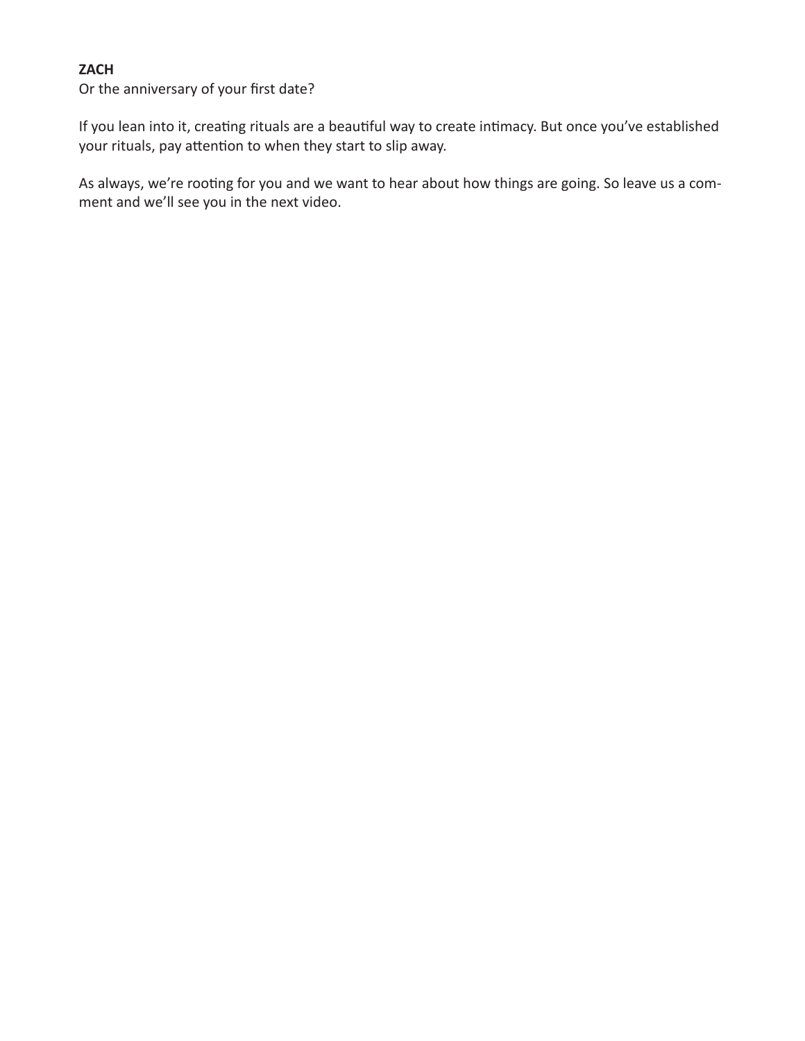**ZACH**
Or the anniversary of your first date?

If you lean into it, creating rituals are a beautiful way to create intimacy. But once you've established your rituals, pay attention to when they start to slip away.

As always, we're rooting for you and we want to hear about how things are going. So leave us a comment and we'll see you in the next video.